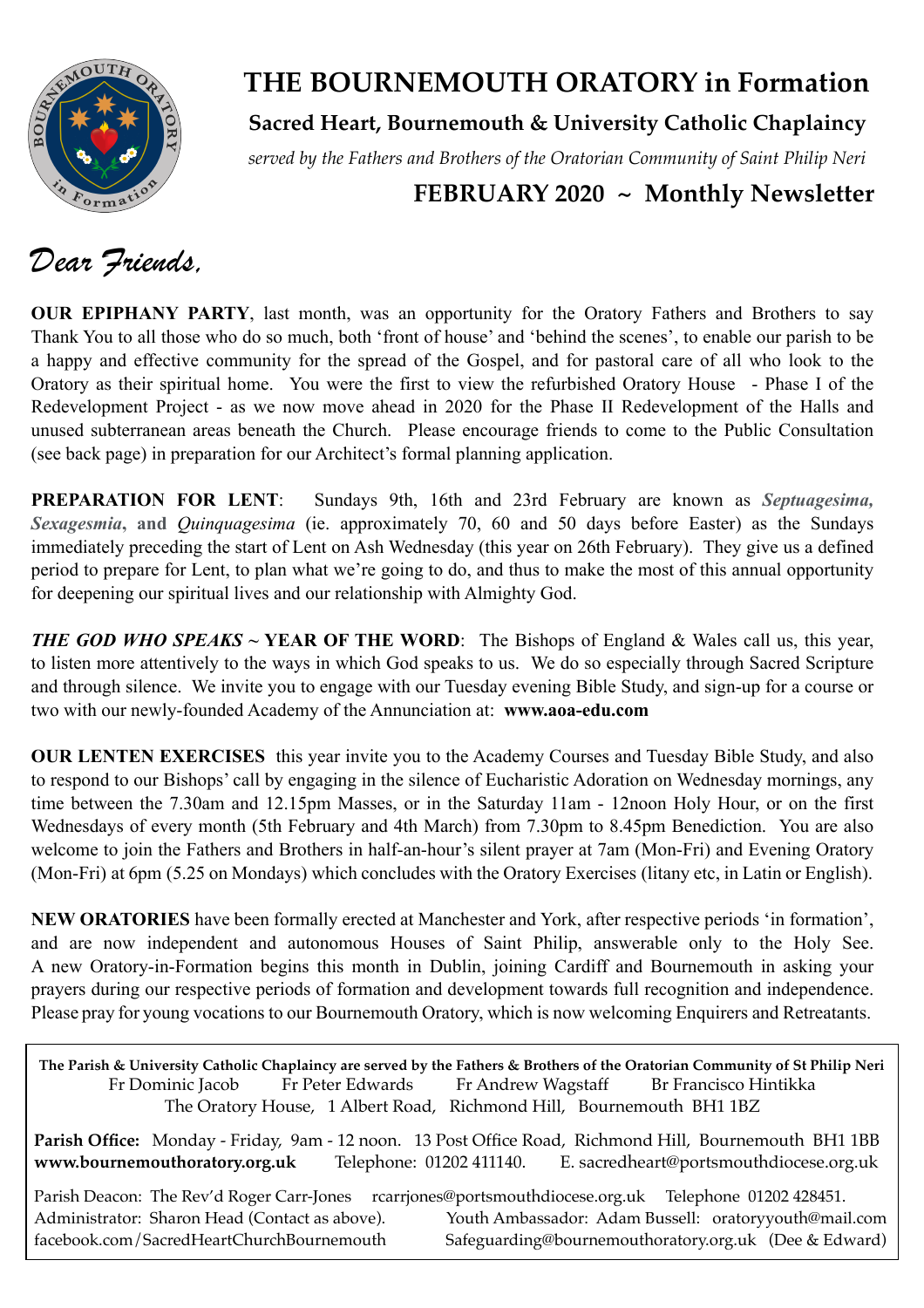# THE BOURNEMOUTH ORATORY in Formation

**Sacred Heart, Bournemouth & University Catholic Chaplaincy**

*served by the Fathers and Brothers of the Oratorian Community of Saint Philip Neri*

## FEBRUARY 2020 ~ Monthly Newsletter

*Dear Friends,*

**OUR EPIPHANY PARTY**, last month, was an opportunity for the Oratory Fathers and Brothers to say Thank You to all those who do so much, both 'front of house' and 'behind the scenes', to enable our parish to be a happy and effective community for the spread of the Gospel, and for pastoral care of all who look to the Oratory as their spiritual home. You were the first to view the refurbished Oratory House - Phase I of the Redevelopment Project - as we now move ahead in 2020 for the Phase II Redevelopment of the Halls and unused subterranean areas beneath the Church. Please encourage friends to come to the Public Consultation (see back page) in preparation for our Architect's formal planning application.

**PREPARATION FOR LENT**: Sundays 9th, 16th and 23rd February are known as ***Septuagesima, Sexagesmia*, and** *Quinquagesima* (ie. approximately 70, 60 and 50 days before Easter) as the Sundays immediately preceding the start of Lent on Ash Wednesday (this year on 26th February). They give us a defined period to prepare for Lent, to plan what we're going to do, and thus to make the most of this annual opportunity for deepening our spiritual lives and our relationship with Almighty God.

***THE GOD WHO SPEAKS* ~ YEAR OF THE WORD**: The Bishops of England & Wales call us, this year, to listen more attentively to the ways in which God speaks to us. We do so especially through Sacred Scripture and through silence. We invite you to engage with our Tuesday evening Bible Study, and sign-up for a course or two with our newly-founded Academy of the Annunciation at: **www.aoa-edu.com**

**OUR LENTEN EXERCISES** this year invite you to the Academy Courses and Tuesday Bible Study, and also to respond to our Bishops' call by engaging in the silence of Eucharistic Adoration on Wednesday mornings, any time between the 7.30am and 12.15pm Masses, or in the Saturday 11am - 12noon Holy Hour, or on the first Wednesdays of every month (5th February and 4th March) from 7.30pm to 8.45pm Benediction. You are also welcome to join the Fathers and Brothers in half-an-hour's silent prayer at 7am (Mon-Fri) and Evening Oratory (Mon-Fri) at 6pm (5.25 on Mondays) which concludes with the Oratory Exercises (litany etc, in Latin or English).

**NEW ORATORIES** have been formally erected at Manchester and York, after respective periods 'in formation', and are now independent and autonomous Houses of Saint Philip, answerable only to the Holy See. A new Oratory-in-Formation begins this month in Dublin, joining Cardiff and Bournemouth in asking your prayers during our respective periods of formation and development towards full recognition and independence. Please pray for young vocations to our Bournemouth Oratory, which is now welcoming Enquirers and Retreatants.

---

**The Parish & University Catholic Chaplaincy are served by the Fathers & Brothers of the Oratorian Community of St Philip Neri**
Fr Dominic Jacob Fr Peter Edwards Fr Andrew Wagstaff Br Francisco Hintikka
The Oratory House, 1 Albert Road, Richmond Hill, Bournemouth BH1 1BZ

**Parish Office:** Monday - Friday, 9am - 12 noon. 13 Post Office Road, Richmond Hill, Bournemouth BH1 1BB
**www.bournemouthoratory.org.uk** Telephone: 01202 411140. E. sacredheart@portsmouthdiocese.org.uk

Parish Deacon: The Rev'd Roger Carr-Jones rcarrjones@portsmouthdiocese.org.uk Telephone 01202 428451.
Administrator: Sharon Head (Contact as above). Youth Ambassador: Adam Bussell: oratoryyouth@mail.com
facebook.com/SacredHeartChurchBournemouth Safeguarding@bournemouthoratory.org.uk (Dee & Edward)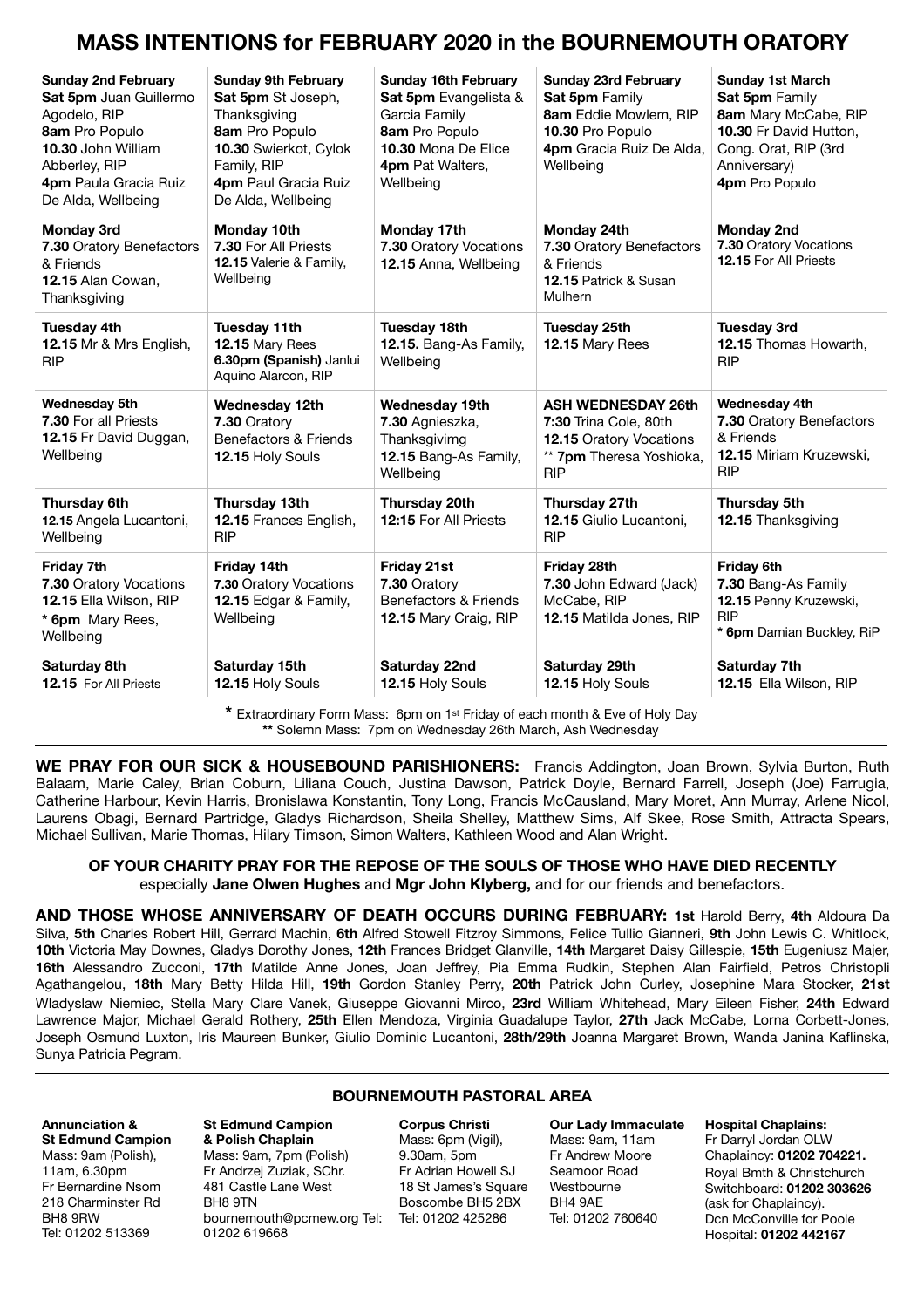# MASS INTENTIONS for FEBRUARY 2020 in the BOURNEMOUTH ORATORY

| Sunday 2nd February | Sunday 9th February | Sunday 16th February | Sunday 23rd February | Sunday 1st March |
|---|---|---|---|---|
| **Sat 5pm** Juan Guillermo Agodelo, RIP<br>**8am** Pro Populo<br>**10.30** John William Abberley, RIP<br>**4pm** Paula Gracia Ruiz De Alda, Wellbeing | **Sat 5pm** St Joseph, Thanksgiving<br>**8am** Pro Populo<br>**10.30** Swierkot, Cylok Family, RIP<br>**4pm** Paul Gracia Ruiz De Alda, Wellbeing | **Sat 5pm** Evangelista & Garcia Family<br>**8am** Pro Populo<br>**10.30** Mona De Elice<br>**4pm** Pat Walters, Wellbeing | **Sat 5pm** Family<br>**8am** Eddie Mowlem, RIP<br>**10.30** Pro Populo<br>**4pm** Gracia Ruiz De Alda, Wellbeing | **Sat 5pm** Family<br>**8am** Mary McCabe, RIP<br>**10.30** Fr David Hutton, Cong. Orat, RIP (3rd Anniversary)<br>**4pm** Pro Populo |
| **Monday 3rd**<br>**7.30** Oratory Benefactors & Friends<br>**12.15** Alan Cowan, Thanksgiving | **Monday 10th**<br>**7.30** For All Priests<br>**12.15** Valerie & Family, Wellbeing | **Monday 17th**<br>**7.30** Oratory Vocations<br>**12.15** Anna, Wellbeing | **Monday 24th**<br>**7.30** Oratory Benefactors & Friends<br>**12.15** Patrick & Susan Mulhern | **Monday 2nd**<br>**7.30** Oratory Vocations<br>**12.15** For All Priests |
| **Tuesday 4th**<br>**12.15** Mr & Mrs English, RIP | **Tuesday 11th**<br>**12.15** Mary Rees<br>**6.30pm (Spanish)** Janlui Aquino Alarcon, RIP | **Tuesday 18th**<br>**12.15.** Bang-As Family, Wellbeing | **Tuesday 25th**<br>**12.15** Mary Rees | **Tuesday 3rd**<br>**12.15** Thomas Howarth, RIP |
| **Wednesday 5th**<br>**7.30** For all Priests<br>**12.15** Fr David Duggan, Wellbeing | **Wednesday 12th**<br>**7.30** Oratory Benefactors & Friends<br>**12.15** Holy Souls | **Wednesday 19th**<br>**7.30** Agnieszka, Thanksgivimg<br>**12.15** Bang-As Family, Wellbeing | **ASH WEDNESDAY 26th**<br>**7:30** Trina Cole, 80th<br>**12.15** Oratory Vocations<br>** **7pm** Theresa Yoshioka, RIP | **Wednesday 4th**<br>**7.30** Oratory Benefactors & Friends<br>**12.15** Miriam Kruzewski, RIP |
| **Thursday 6th**<br>**12.15** Angela Lucantoni, Wellbeing | **Thursday 13th**<br>**12.15** Frances English, RIP | **Thursday 20th**<br>**12:15** For All Priests | **Thursday 27th**<br>**12.15** Giulio Lucantoni, RIP | **Thursday 5th**<br>**12.15** Thanksgiving |
| **Friday 7th**<br>**7.30** Oratory Vocations<br>**12.15** Ella Wilson, RIP<br>* **6pm** Mary Rees, Wellbeing | **Friday 14th**<br>**7.30** Oratory Vocations<br>**12.15** Edgar & Family, Wellbeing | **Friday 21st**<br>**7.30** Oratory Benefactors & Friends<br>**12.15** Mary Craig, RIP | **Friday 28th**<br>**7.30** John Edward (Jack) McCabe, RIP<br>**12.15** Matilda Jones, RIP | **Friday 6th**<br>**7.30** Bang-As Family<br>**12.15** Penny Kruzewski, RIP<br>* **6pm** Damian Buckley, RiP |
| **Saturday 8th**<br>**12.15** For All Priests | **Saturday 15th**<br>**12.15** Holy Souls | **Saturday 22nd**<br>**12.15** Holy Souls | **Saturday 29th**<br>**12.15** Holy Souls | **Saturday 7th**<br>**12.15** Ella Wilson, RIP |

* Extraordinary Form Mass: 6pm on 1st Friday of each month & Eve of Holy Day
** Solemn Mass: 7pm on Wednesday 26th March, Ash Wednesday

**WE PRAY FOR OUR SICK & HOUSEBOUND PARISHIONERS:** Francis Addington, Joan Brown, Sylvia Burton, Ruth Balaam, Marie Caley, Brian Coburn, Liliana Couch, Justina Dawson, Patrick Doyle, Bernard Farrell, Joseph (Joe) Farrugia, Catherine Harbour, Kevin Harris, Bronislawa Konstantin, Tony Long, Francis McCausland, Mary Moret, Ann Murray, Arlene Nicol, Laurens Obagi, Bernard Partridge, Gladys Richardson, Sheila Shelley, Matthew Sims, Alf Skee, Rose Smith, Attracta Spears, Michael Sullivan, Marie Thomas, Hilary Timson, Simon Walters, Kathleen Wood and Alan Wright.

**OF YOUR CHARITY PRAY FOR THE REPOSE OF THE SOULS OF THOSE WHO HAVE DIED RECENTLY**
especially **Jane Olwen Hughes** and **Mgr John Klyberg,** and for our friends and benefactors.

**AND THOSE WHOSE ANNIVERSARY OF DEATH OCCURS DURING FEBRUARY: 1st** Harold Berry, **4th** Aldoura Da Silva, **5th** Charles Robert Hill, Gerrard Machin, **6th** Alfred Stowell Fitzroy Simmons, Felice Tullio Gianneri, **9th** John Lewis C. Whitlock, **10th** Victoria May Downes, Gladys Dorothy Jones, **12th** Frances Bridget Glanville, **14th** Margaret Daisy Gillespie, **15th** Eugeniusz Majer, **16th** Alessandro Zucconi, **17th** Matilde Anne Jones, Joan Jeffrey, Pia Emma Rudkin, Stephen Alan Fairfield, Petros Christopli Agathangelou, **18th** Mary Betty Hilda Hill, **19th** Gordon Stanley Perry, **20th** Patrick John Curley, Josephine Mara Stocker, **21st** Wladyslaw Niemiec, Stella Mary Clare Vanek, Giuseppe Giovanni Mirco, **23rd** William Whitehead, Mary Eileen Fisher, **24th** Edward Lawrence Major, Michael Gerald Rothery, **25th** Ellen Mendoza, Virginia Guadalupe Taylor, **27th** Jack McCabe, Lorna Corbett-Jones, Joseph Osmund Luxton, Iris Maureen Bunker, Giulio Dominic Lucantoni, **28th/29th** Joanna Margaret Brown, Wanda Janina Kaflinska, Sunya Patricia Pegram.

## BOURNEMOUTH PASTORAL AREA

**Annunciation & St Edmund Campion**
Mass: 9am (Polish), 11am, 6.30pm
Fr Bernardine Nsom
218 Charminster Rd
BH8 9RW
Tel: 01202 513369

**St Edmund Campion & Polish Chaplain**
Mass: 9am, 7pm (Polish)
Fr Andrzej Zuziak, SChr.
481 Castle Lane West
BH8 9TN
bournemouth@pcmew.org Tel: 01202 619668

**Corpus Christi**
Mass: 6pm (Vigil), 9.30am, 5pm
Fr Adrian Howell SJ
18 St James's Square
Boscombe BH5 2BX
Tel: 01202 425286

**Our Lady Immaculate**
Mass: 9am, 11am
Fr Andrew Moore
Seamoor Road
Westbourne
BH4 9AE
Tel: 01202 760640

**Hospital Chaplains:**
Fr Darryl Jordan OLW
Chaplaincy: **01202 704221.**
Royal Bmth & Christchurch Switchboard: **01202 303626** (ask for Chaplaincy).
Dcn McConville for Poole Hospital: **01202 442167**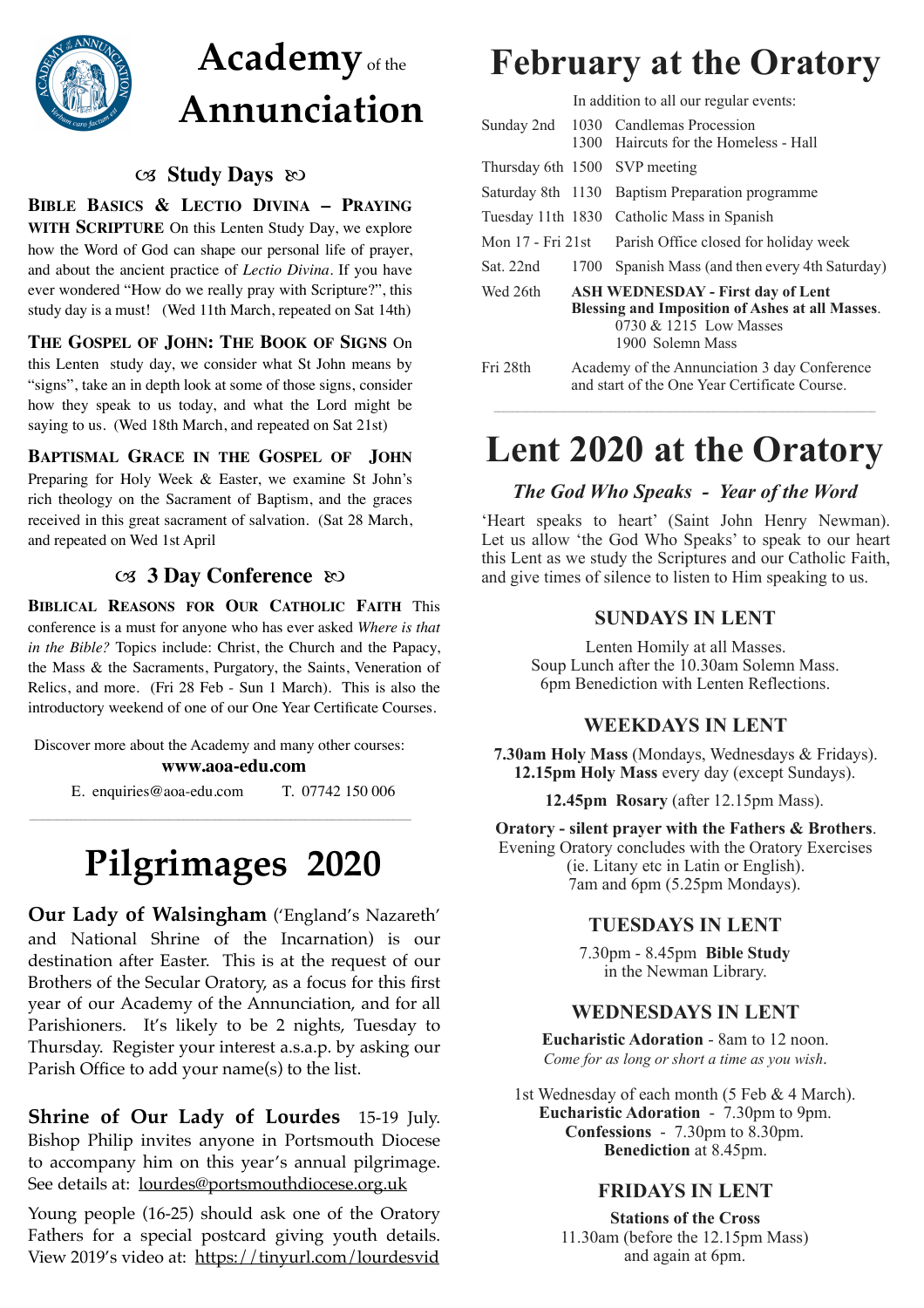# Academy of the Annunciation

## Study Days

**BIBLE BASICS & LECTIO DIVINA – PRAYING WITH SCRIPTURE** On this Lenten Study Day, we explore how the Word of God can shape our personal life of prayer, and about the ancient practice of *Lectio Divina*. If you have ever wondered "How do we really pray with Scripture?", this study day is a must! (Wed 11th March, repeated on Sat 14th)

**THE GOSPEL OF JOHN: THE BOOK OF SIGNS** On this Lenten study day, we consider what St John means by "signs", take an in depth look at some of those signs, consider how they speak to us today, and what the Lord might be saying to us. (Wed 18th March, and repeated on Sat 21st)

**BAPTISMAL GRACE IN THE GOSPEL OF JOHN** Preparing for Holy Week & Easter, we examine St John's rich theology on the Sacrament of Baptism, and the graces received in this great sacrament of salvation. (Sat 28 March, and repeated on Wed 1st April

## 3 Day Conference

**BIBLICAL REASONS FOR OUR CATHOLIC FAITH** This conference is a must for anyone who has ever asked *Where is that in the Bible?* Topics include: Christ, the Church and the Papacy, the Mass & the Sacraments, Purgatory, the Saints, Veneration of Relics, and more. (Fri 28 Feb - Sun 1 March). This is also the introductory weekend of one of our One Year Certificate Courses.

Discover more about the Academy and many other courses:

**www.aoa-edu.com**

E. enquiries@aoa-edu.com T. 07742 150 006

# Pilgrimages 2020

**Our Lady of Walsingham** ('England's Nazareth' and National Shrine of the Incarnation) is our destination after Easter. This is at the request of our Brothers of the Secular Oratory, as a focus for this first year of our Academy of the Annunciation, and for all Parishioners. It's likely to be 2 nights, Tuesday to Thursday. Register your interest a.s.a.p. by asking our Parish Office to add your name(s) to the list.

**Shrine of Our Lady of Lourdes** 15-19 July. Bishop Philip invites anyone in Portsmouth Diocese to accompany him on this year's annual pilgrimage. See details at: lourdes@portsmouthdiocese.org.uk

Young people (16-25) should ask one of the Oratory Fathers for a special postcard giving youth details. View 2019's video at: https://tinyurl.com/lourdesvid

# February at the Oratory

In addition to all our regular events:

| | | |
|---|---|---|
| Sunday 2nd | 1030 | Candlemas Procession |
| | 1300 | Haircuts for the Homeless - Hall |
| Thursday 6th | 1500 | SVP meeting |
| Saturday 8th | 1130 | Baptism Preparation programme |
| Tuesday 11th | 1830 | Catholic Mass in Spanish |
| Mon 17 - Fri 21st | | Parish Office closed for holiday week |
| Sat. 22nd | 1700 | Spanish Mass (and then every 4th Saturday) |
| Wed 26th | | **ASH WEDNESDAY - First day of Lent** **Blessing and Imposition of Ashes at all Masses.** 0730 & 1215 Low Masses; 1900 Solemn Mass |
| Fri 28th | | Academy of the Annunciation 3 day Conference and start of the One Year Certificate Course. |

# Lent 2020 at the Oratory

### *The God Who Speaks - Year of the Word*

'Heart speaks to heart' (Saint John Henry Newman). Let us allow 'the God Who Speaks' to speak to our heart this Lent as we study the Scriptures and our Catholic Faith, and give times of silence to listen to Him speaking to us.

## SUNDAYS IN LENT

Lenten Homily at all Masses.
Soup Lunch after the 10.30am Solemn Mass.
6pm Benediction with Lenten Reflections.

## WEEKDAYS IN LENT

**7.30am Holy Mass** (Mondays, Wednesdays & Fridays).
**12.15pm Holy Mass** every day (except Sundays).

**12.45pm Rosary** (after 12.15pm Mass).

**Oratory - silent prayer with the Fathers & Brothers**. Evening Oratory concludes with the Oratory Exercises (ie. Litany etc in Latin or English).
7am and 6pm (5.25pm Mondays).

## TUESDAYS IN LENT

7.30pm - 8.45pm **Bible Study** in the Newman Library.

## WEDNESDAYS IN LENT

**Eucharistic Adoration** - 8am to 12 noon.
*Come for as long or short a time as you wish.*

1st Wednesday of each month (5 Feb & 4 March).
**Eucharistic Adoration** - 7.30pm to 9pm.
**Confessions** - 7.30pm to 8.30pm.
**Benediction** at 8.45pm.

## FRIDAYS IN LENT

**Stations of the Cross**
11.30am (before the 12.15pm Mass) and again at 6pm.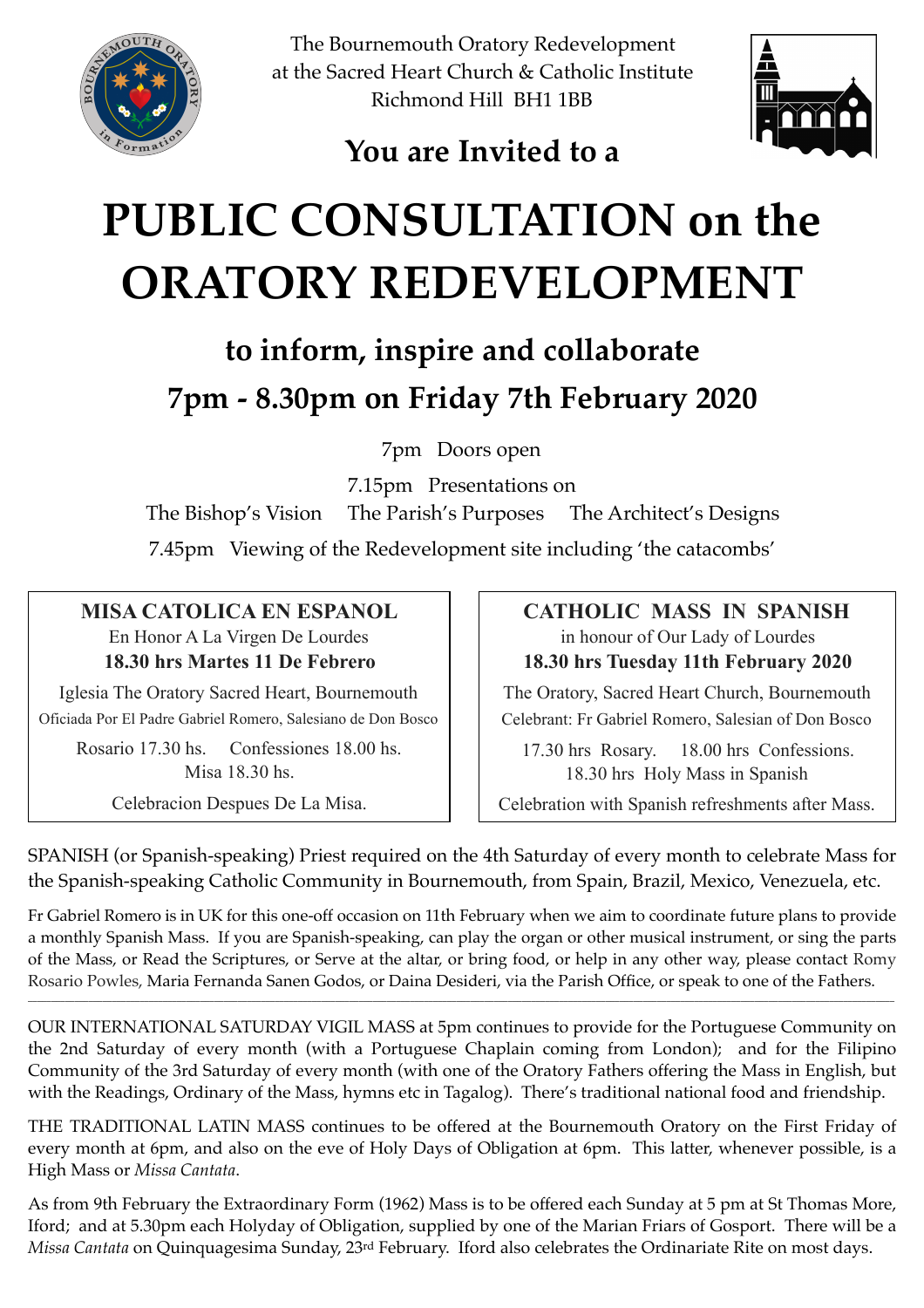The Bournemouth Oratory Redevelopment
at the Sacred Heart Church & Catholic Institute
Richmond Hill BH1 1BB

**You are Invited to a**

# PUBLIC CONSULTATION on the ORATORY REDEVELOPMENT

## to inform, inspire and collaborate

## 7pm - 8.30pm on Friday 7th February 2020

7pm Doors open

7.15pm Presentations on
The Bishop's Vision The Parish's Purposes The Architect's Designs

7.45pm Viewing of the Redevelopment site including 'the catacombs'

### MISA CATOLICA EN ESPANOL

En Honor A La Virgen De Lourdes
**18.30 hrs Martes 11 De Febrero**

Iglesia The Oratory Sacred Heart, Bournemouth
Oficiada Por El Padre Gabriel Romero, Salesiano de Don Bosco

Rosario 17.30 hs. Confessiones 18.00 hs.
Misa 18.30 hs.

Celebracion Despues De La Misa.

### CATHOLIC MASS IN SPANISH

in honour of Our Lady of Lourdes
**18.30 hrs Tuesday 11th February 2020**

The Oratory, Sacred Heart Church, Bournemouth
Celebrant: Fr Gabriel Romero, Salesian of Don Bosco

17.30 hrs Rosary. 18.00 hrs Confessions.
18.30 hrs Holy Mass in Spanish

Celebration with Spanish refreshments after Mass.

SPANISH (or Spanish-speaking) Priest required on the 4th Saturday of every month to celebrate Mass for the Spanish-speaking Catholic Community in Bournemouth, from Spain, Brazil, Mexico, Venezuela, etc.

Fr Gabriel Romero is in UK for this one-off occasion on 11th February when we aim to coordinate future plans to provide a monthly Spanish Mass. If you are Spanish-speaking, can play the organ or other musical instrument, or sing the parts of the Mass, or Read the Scriptures, or Serve at the altar, or bring food, or help in any other way, please contact Romy Rosario Powles, Maria Fernanda Sanen Godos, or Daina Desideri, via the Parish Office, or speak to one of the Fathers.

---

OUR INTERNATIONAL SATURDAY VIGIL MASS at 5pm continues to provide for the Portuguese Community on the 2nd Saturday of every month (with a Portuguese Chaplain coming from London); and for the Filipino Community of the 3rd Saturday of every month (with one of the Oratory Fathers offering the Mass in English, but with the Readings, Ordinary of the Mass, hymns etc in Tagalog). There's traditional national food and friendship.

THE TRADITIONAL LATIN MASS continues to be offered at the Bournemouth Oratory on the First Friday of every month at 6pm, and also on the eve of Holy Days of Obligation at 6pm. This latter, whenever possible, is a High Mass or *Missa Cantata*.

As from 9th February the Extraordinary Form (1962) Mass is to be offered each Sunday at 5 pm at St Thomas More, Iford; and at 5.30pm each Holyday of Obligation, supplied by one of the Marian Friars of Gosport. There will be a *Missa Cantata* on Quinquagesima Sunday, 23rd February. Iford also celebrates the Ordinariate Rite on most days.